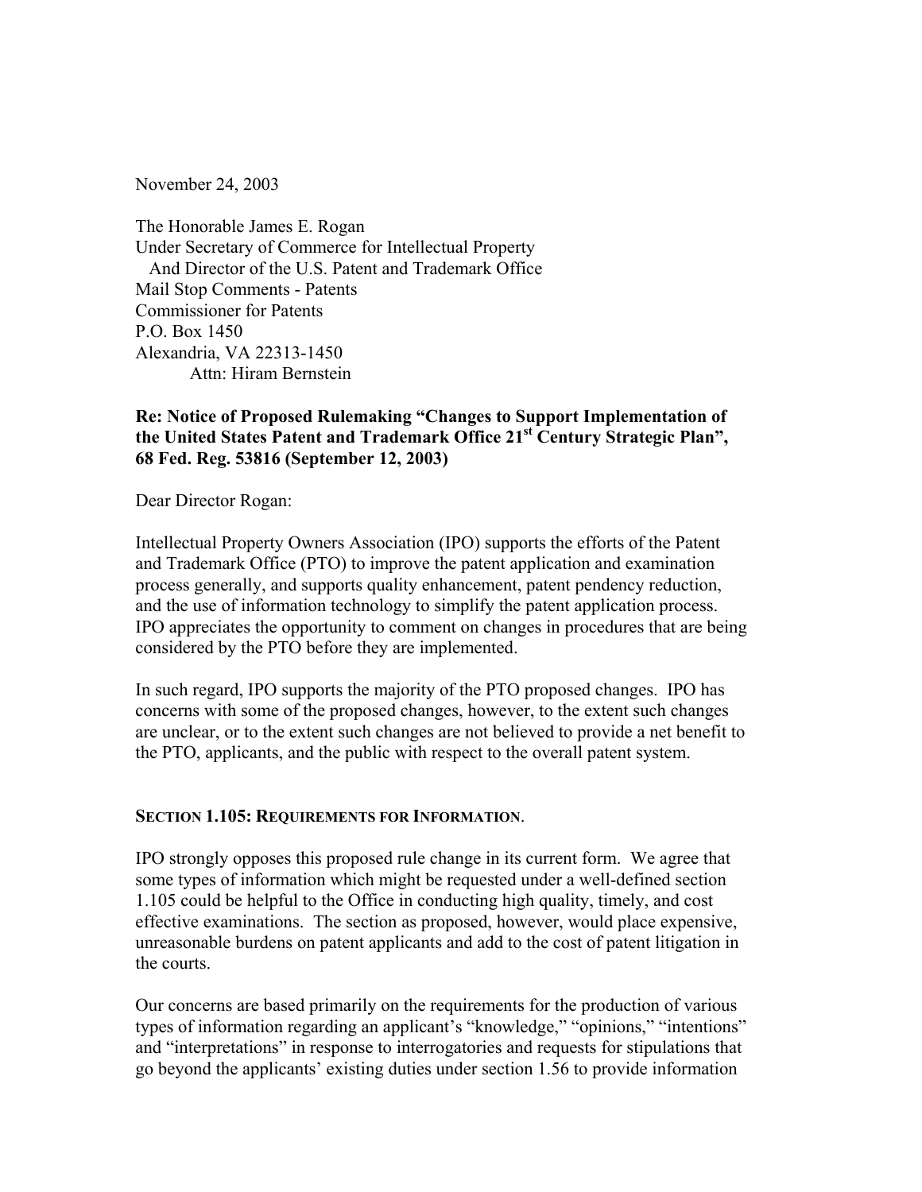November 24, 2003

The Honorable James E. Rogan
Under Secretary of Commerce for Intellectual Property
And Director of the U.S. Patent and Trademark Office
Mail Stop Comments - Patents
Commissioner for Patents
P.O. Box 1450
Alexandria, VA 22313-1450
Attn: Hiram Bernstein

**Re: Notice of Proposed Rulemaking "Changes to Support Implementation of the United States Patent and Trademark Office 21st Century Strategic Plan", 68 Fed. Reg. 53816 (September 12, 2003)**

Dear Director Rogan:

Intellectual Property Owners Association (IPO) supports the efforts of the Patent and Trademark Office (PTO) to improve the patent application and examination process generally, and supports quality enhancement, patent pendency reduction, and the use of information technology to simplify the patent application process. IPO appreciates the opportunity to comment on changes in procedures that are being considered by the PTO before they are implemented.

In such regard, IPO supports the majority of the PTO proposed changes. IPO has concerns with some of the proposed changes, however, to the extent such changes are unclear, or to the extent such changes are not believed to provide a net benefit to the PTO, applicants, and the public with respect to the overall patent system.

## SECTION 1.105: REQUIREMENTS FOR INFORMATION.

IPO strongly opposes this proposed rule change in its current form. We agree that some types of information which might be requested under a well-defined section 1.105 could be helpful to the Office in conducting high quality, timely, and cost effective examinations. The section as proposed, however, would place expensive, unreasonable burdens on patent applicants and add to the cost of patent litigation in the courts.

Our concerns are based primarily on the requirements for the production of various types of information regarding an applicant's "knowledge," "opinions," "intentions" and "interpretations" in response to interrogatories and requests for stipulations that go beyond the applicants' existing duties under section 1.56 to provide information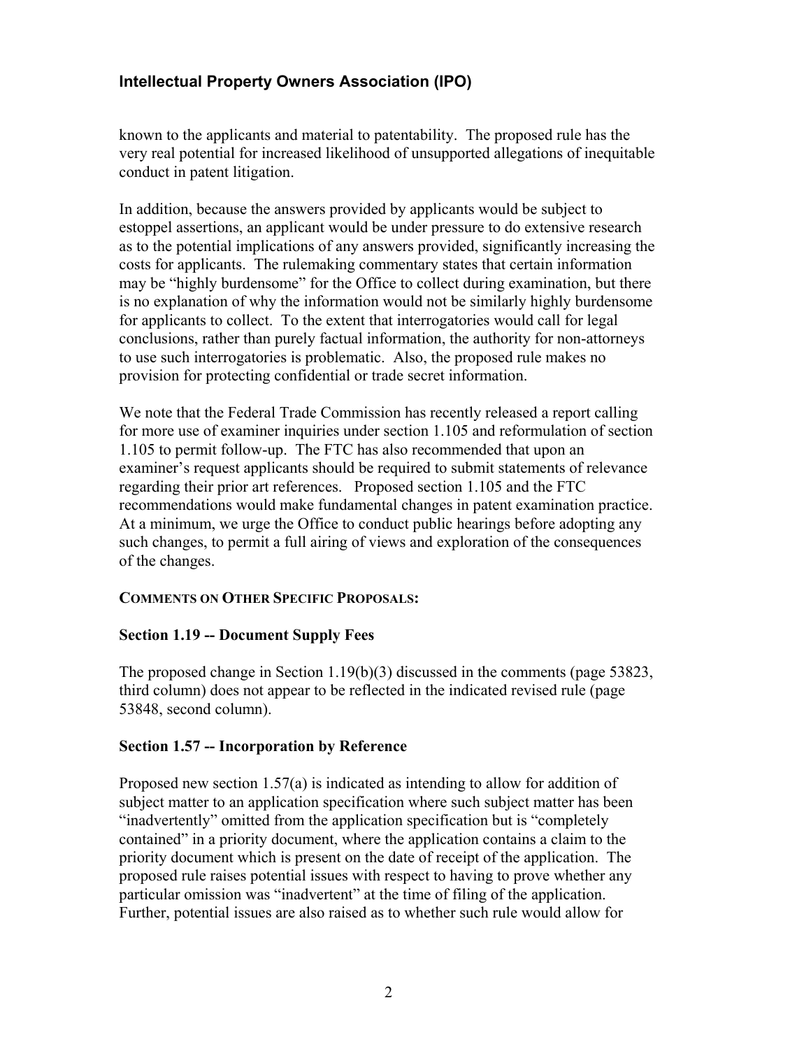known to the applicants and material to patentability. The proposed rule has the very real potential for increased likelihood of unsupported allegations of inequitable conduct in patent litigation.

In addition, because the answers provided by applicants would be subject to estoppel assertions, an applicant would be under pressure to do extensive research as to the potential implications of any answers provided, significantly increasing the costs for applicants. The rulemaking commentary states that certain information may be "highly burdensome" for the Office to collect during examination, but there is no explanation of why the information would not be similarly highly burdensome for applicants to collect. To the extent that interrogatories would call for legal conclusions, rather than purely factual information, the authority for non-attorneys to use such interrogatories is problematic. Also, the proposed rule makes no provision for protecting confidential or trade secret information.

We note that the Federal Trade Commission has recently released a report calling for more use of examiner inquiries under section 1.105 and reformulation of section 1.105 to permit follow-up. The FTC has also recommended that upon an examiner's request applicants should be required to submit statements of relevance regarding their prior art references. Proposed section 1.105 and the FTC recommendations would make fundamental changes in patent examination practice. At a minimum, we urge the Office to conduct public hearings before adopting any such changes, to permit a full airing of views and exploration of the consequences of the changes.

**COMMENTS ON OTHER SPECIFIC PROPOSALS:**

### Section 1.19 -- Document Supply Fees

The proposed change in Section 1.19(b)(3) discussed in the comments (page 53823, third column) does not appear to be reflected in the indicated revised rule (page 53848, second column).

### Section 1.57 -- Incorporation by Reference

Proposed new section 1.57(a) is indicated as intending to allow for addition of subject matter to an application specification where such subject matter has been "inadvertently" omitted from the application specification but is "completely contained" in a priority document, where the application contains a claim to the priority document which is present on the date of receipt of the application. The proposed rule raises potential issues with respect to having to prove whether any particular omission was "inadvertent" at the time of filing of the application. Further, potential issues are also raised as to whether such rule would allow for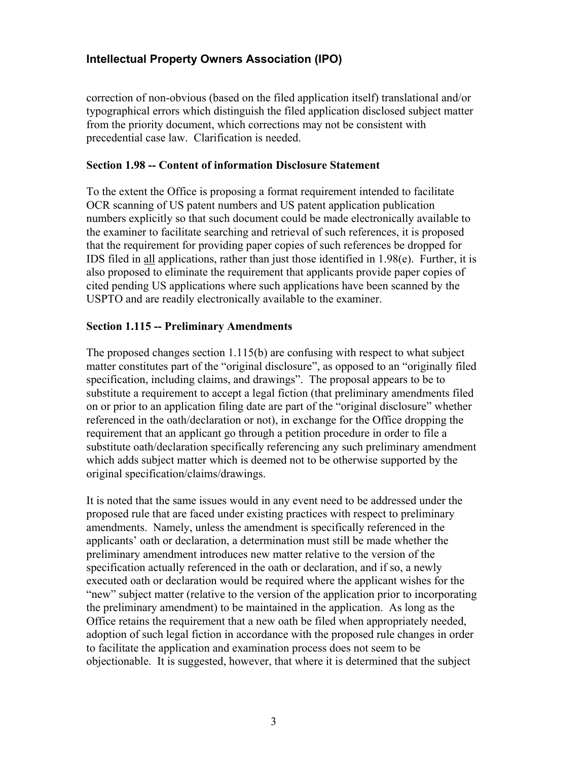correction of non-obvious (based on the filed application itself) translational and/or typographical errors which distinguish the filed application disclosed subject matter from the priority document, which corrections may not be consistent with precedential case law. Clarification is needed.

**Section 1.98 -- Content of information Disclosure Statement**

To the extent the Office is proposing a format requirement intended to facilitate OCR scanning of US patent numbers and US patent application publication numbers explicitly so that such document could be made electronically available to the examiner to facilitate searching and retrieval of such references, it is proposed that the requirement for providing paper copies of such references be dropped for IDS filed in <u>all</u> applications, rather than just those identified in 1.98(e). Further, it is also proposed to eliminate the requirement that applicants provide paper copies of cited pending US applications where such applications have been scanned by the USPTO and are readily electronically available to the examiner.

**Section 1.115 -- Preliminary Amendments**

The proposed changes section 1.115(b) are confusing with respect to what subject matter constitutes part of the "original disclosure", as opposed to an "originally filed specification, including claims, and drawings". The proposal appears to be to substitute a requirement to accept a legal fiction (that preliminary amendments filed on or prior to an application filing date are part of the "original disclosure" whether referenced in the oath/declaration or not), in exchange for the Office dropping the requirement that an applicant go through a petition procedure in order to file a substitute oath/declaration specifically referencing any such preliminary amendment which adds subject matter which is deemed not to be otherwise supported by the original specification/claims/drawings.

It is noted that the same issues would in any event need to be addressed under the proposed rule that are faced under existing practices with respect to preliminary amendments. Namely, unless the amendment is specifically referenced in the applicants' oath or declaration, a determination must still be made whether the preliminary amendment introduces new matter relative to the version of the specification actually referenced in the oath or declaration, and if so, a newly executed oath or declaration would be required where the applicant wishes for the "new" subject matter (relative to the version of the application prior to incorporating the preliminary amendment) to be maintained in the application. As long as the Office retains the requirement that a new oath be filed when appropriately needed, adoption of such legal fiction in accordance with the proposed rule changes in order to facilitate the application and examination process does not seem to be objectionable. It is suggested, however, that where it is determined that the subject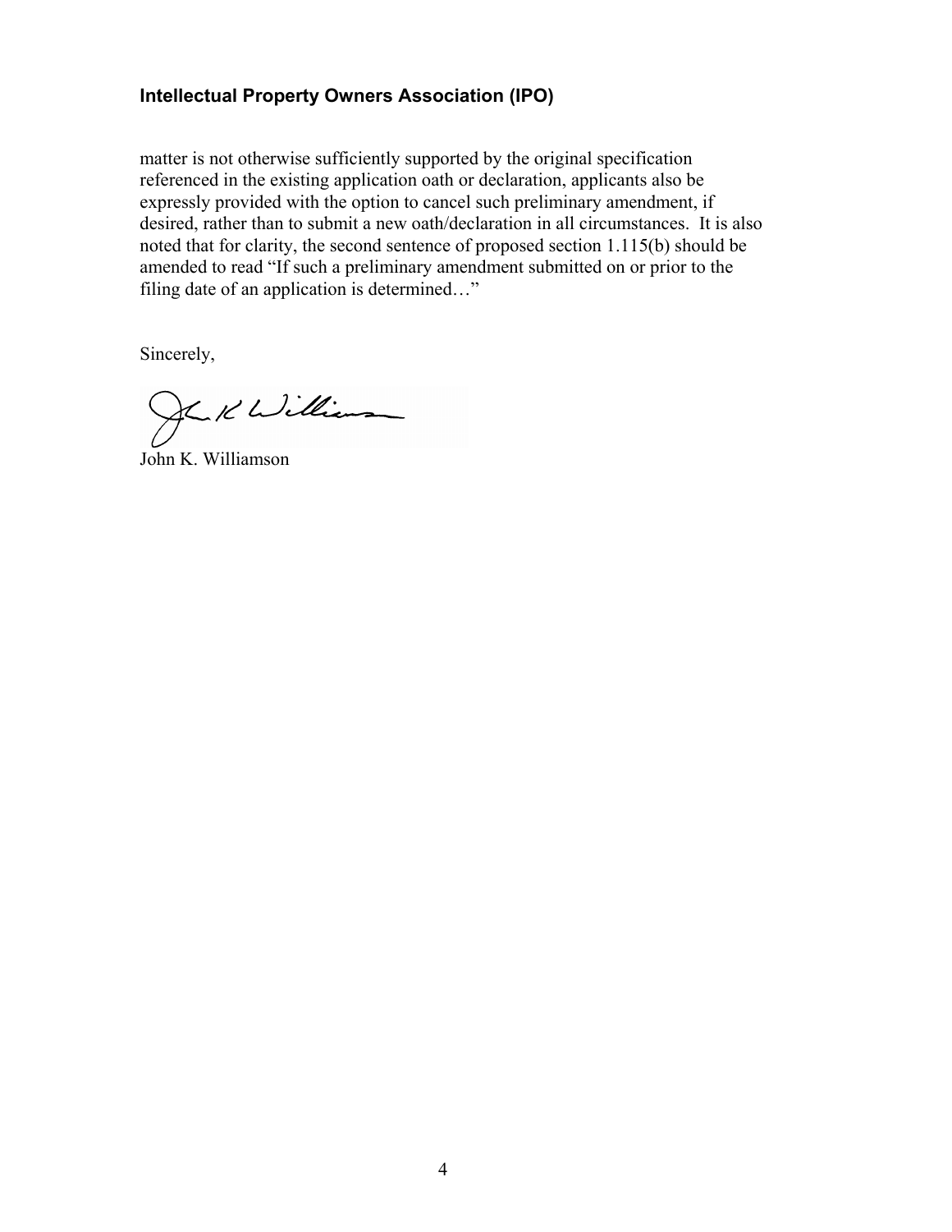**Intellectual Property Owners Association (IPO)**

matter is not otherwise sufficiently supported by the original specification referenced in the existing application oath or declaration, applicants also be expressly provided with the option to cancel such preliminary amendment, if desired, rather than to submit a new oath/declaration in all circumstances. It is also noted that for clarity, the second sentence of proposed section 1.115(b) should be amended to read "If such a preliminary amendment submitted on or prior to the filing date of an application is determined…"

Sincerely,

John K. Williamson